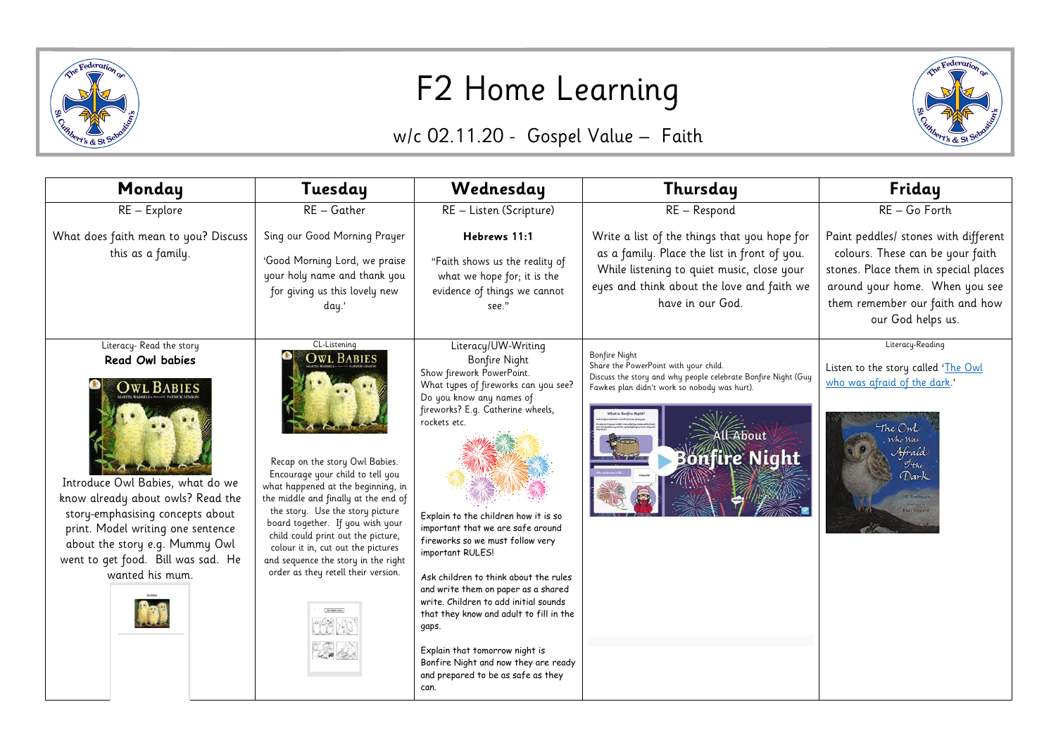# F2 Home Learning

## w/c 02.11.20 - Gospel Value – Faith

| Monday | Tuesday | Wednesday | Thursday | Friday |
|---|---|---|---|---|
| RE – Explore<br><br>What does faith mean to you? Discuss this as a family. | RE – Gather<br><br>Sing our Good Morning Prayer<br><br>'Good Morning Lord, we praise your holy name and thank you for giving us this lovely new day.' | RE – Listen (Scripture)<br><br>**Hebrews 11:1**<br><br>"Faith shows us the reality of what we hope for; it is the evidence of things we cannot see." | RE – Respond<br><br>Write a list of the things that you hope for as a family. Place the list in front of you. While listening to quiet music, close your eyes and think about the love and faith we have in our God. | RE – Go Forth<br><br>Paint peddles/ stones with different colours. These can be your faith stones. Place them in special places around your home. When you see them remember our faith and how our God helps us. |
| Literacy- Read the story<br>**Read Owl babies**<br><br>Introduce Owl Babies, what do we know already about owls? Read the story-emphasising concepts about print. Model writing one sentence about the story e.g. Mummy Owl went to get food. Bill was sad. He wanted his mum. | CL-Listening<br><br>Recap on the story Owl Babies. Encourage your child to tell you what happened at the beginning, in the middle and finally at the end of the story. Use the story picture board together. If you wish your child could print out the picture, colour it in, cut out the pictures and sequence the story in the right order as they retell their version. | Literacy/UW-Writing<br>Bonfire Night<br>Show firework PowerPoint.<br>What types of fireworks can you see? Do you know any names of fireworks? E.g. Catherine wheels, rockets etc.<br><br>Explain to the children how it is so important that we are safe around fireworks so we must follow very important RULES!<br><br>Ask children to think about the rules and write them on paper as a shared write. Children to add initial sounds that they know and adult to fill in the gaps.<br><br>Explain that tomorrow night is Bonfire Night and now they are ready and prepared to be as safe as they can. | Bonfire Night<br>Share the PowerPoint with your child.<br>Discuss the story and why people celebrate Bonfire Night (Guy Fawkes plan didn't work so nobody was hurt). | Literacy-Reading<br><br>Listen to the story called 'The Owl who was afraid of the dark.' |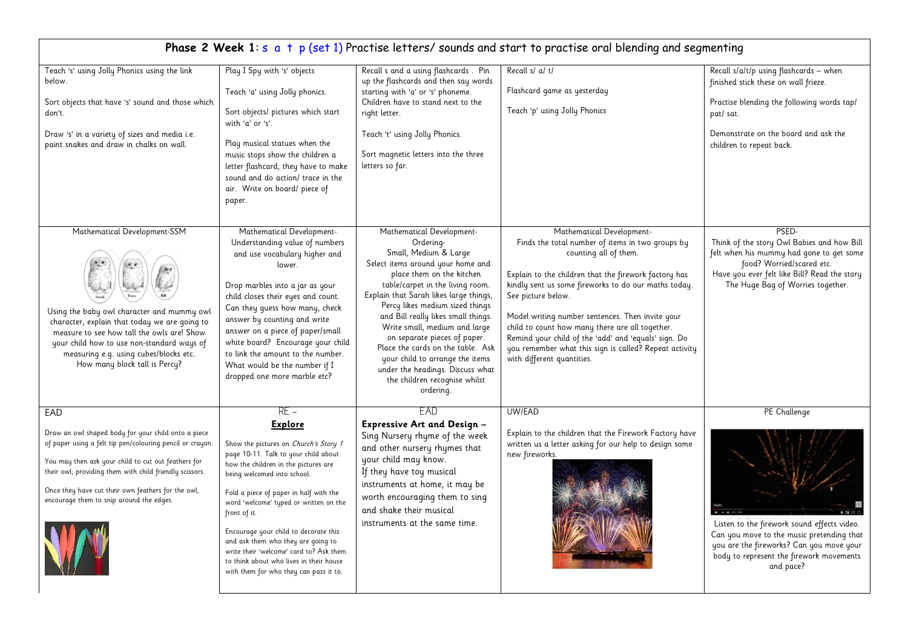## Phase 2 Week 1: s a t p (set 1) Practise letters/ sounds and start to practise oral blending and segmenting

| | | | | |
|---|---|---|---|---|
| Teach 's' using Jolly Phonics using the link below.<br><br>Sort objects that have 's' sound and those which don't.<br><br>Draw 's' in a variety of sizes and media i.e. paint snakes and draw in chalks on wall. | Play I Spy with 's' objects<br><br>Teach 'a' using Jolly phonics.<br><br>Sort objects/ pictures which start with 'a' or 's'.<br><br>Play musical statues when the music stops show the children a letter flashcard, they have to make sound and do action/ trace in the air. Write on board/ piece of paper. | Recall s and a using flashcards . Pin up the flashcards and then say words starting with 'a' or 's' phoneme. Children have to stand next to the right letter.<br><br>Teach 't' using Jolly Phonics.<br><br>Sort magnetic letters into the three letters so far. | Recall s/ a/ t/<br><br>Flashcard game as yesterday<br><br>Teach 'p' using Jolly Phonics | Recall s/a/t/p using flashcards – when finished stick these on wall frieze.<br><br>Practise blending the following words tap/ pat/ sat.<br><br>Demonstrate on the board and ask the children to repeat back. |
| Mathematical Development-SSM<br><br>Sarah Percy Bill<br><br>Using the baby owl character and mummy owl character, explain that today we are going to measure to see how tall the owls are! Show your child how to use non-standard ways of measuring e.g. using cubes/blocks etc. How many block tall is Percy? | Mathematical Development-<br>Understanding value of numbers and use vocabulary higher and lower.<br><br>Drop marbles into a jar as your child closes their eyes and count. Can they guess how many, check answer by counting and write answer on a piece of paper/small white board? Encourage your child to link the amount to the number. What would be the number if I dropped one more marble etc? | Mathematical Development-<br>Ordering-<br>Small, Medium & Large<br>Select items around your home and place them on the kitchen table/carpet in the living room. Explain that Sarah likes large things, Percy likes medium sized things and Bill really likes small things. Write small, medium and large on separate pieces of paper. Place the cards on the table. Ask your child to arrange the items under the headings. Discuss what the children recognise whilst ordering. | Mathematical Development-<br>Finds the total number of items in two groups by counting all of them.<br><br>Explain to the children that the firework factory has kindly sent us some fireworks to do our maths today. See picture below.<br><br>Model writing number sentences. Then invite your child to count how many there are all together. Remind your child of the 'add' and 'equals' sign. Do you remember what this sign is called? Repeat activity with different quantities. | PSED-<br>Think of the story Owl Babies and how Bill felt when his mummy had gone to get some food? Worried/scared etc.<br>Have you ever felt like Bill? Read the story The Huge Bag of Worries together. |
| EAD<br><br>Draw an owl shaped body for your child onto a piece of paper using a felt tip pen/colouring pencil or crayon.<br><br>You may then ask your child to cut out feathers for their owl, providing them with child friendly scissors.<br><br>Once they have cut their own feathers for the owl, encourage them to snip around the edges. | RE –<br>**Explore**<br><br>Show the pictures on *Church's Story 1* page 10-11. Talk to your child about how the children in the pictures are being welcomed into school.<br><br>Fold a piece of paper in half with the word 'welcome' typed or written on the front of it.<br><br>Encourage your child to decorate this and ask them who they are going to write their 'welcome' card to? Ask them to think about who lives in their house with them for who they can pass it to. | EAD<br>**Expressive Art and Design –**<br>Sing Nursery rhyme of the week and other nursery rhymes that your child may know.<br>If they have toy musical instruments at home, it may be worth encouraging them to sing and shake their musical instruments at the same time. | UW/EAD<br><br>Explain to the children that the Firework Factory have written us a letter asking for our help to design some new fireworks. | PE Challenge<br><br>Listen to the firework sound effects video. Can you move to the music pretending that you are the fireworks? Can you move your body to represent the firework movements and pace? |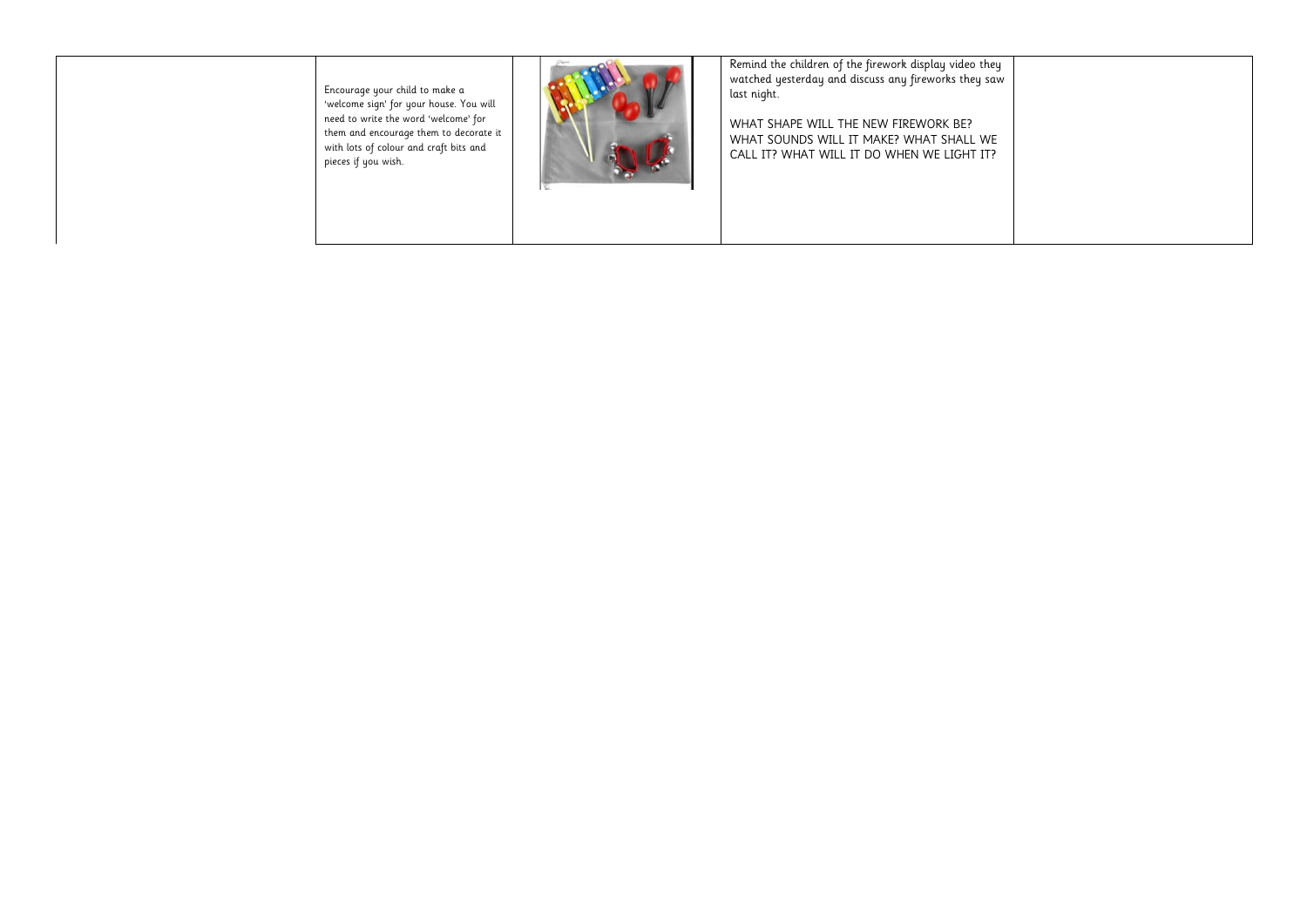| | | | | |
|---|---|---|---|---|
| | Encourage your child to make a 'welcome sign' for your house. You will need to write the word 'welcome' for them and encourage them to decorate it with lots of colour and craft bits and pieces if you wish. | | Remind the children of the firework display video they watched yesterday and discuss any fireworks they saw last night.<br><br>WHAT SHAPE WILL THE NEW FIREWORK BE? WHAT SOUNDS WILL IT MAKE? WHAT SHALL WE CALL IT? WHAT WILL IT DO WHEN WE LIGHT IT? | |